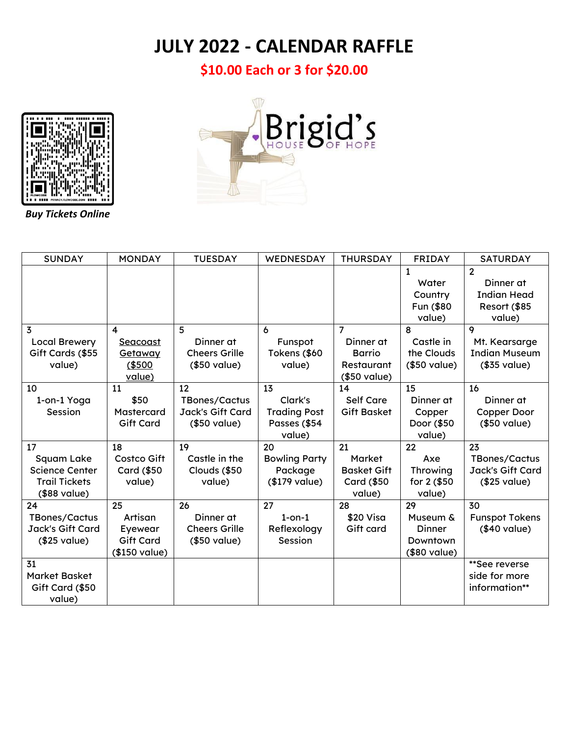# JULY 2022 - CALENDAR RAFFLE

## $10.00 Each or 3 for $20.00

*Buy Tickets Online*

Brigid's HOUSE OF HOPE

| SUNDAY | MONDAY | TUESDAY | WEDNESDAY | THURSDAY | FRIDAY | SATURDAY |
|---|---|---|---|---|---|---|
| | | | | | 1 Water Country Fun ($80 value) | 2 Dinner at Indian Head Resort ($85 value) |
| 3 Local Brewery Gift Cards ($55 value) | 4 Seacoast Getaway ($500 value) | 5 Dinner at Cheers Grille ($50 value) | 6 Funspot Tokens ($60 value) | 7 Dinner at Barrio Restaurant ($50 value) | 8 Castle in the Clouds ($50 value) | 9 Mt. Kearsarge Indian Museum ($35 value) |
| 10 1-on-1 Yoga Session | 11 $50 Mastercard Gift Card | 12 TBones/Cactus Jack's Gift Card ($50 value) | 13 Clark's Trading Post Passes ($54 value) | 14 Self Care Gift Basket | 15 Dinner at Copper Door ($50 value) | 16 Dinner at Copper Door ($50 value) |
| 17 Squam Lake Science Center Trail Tickets ($88 value) | 18 Costco Gift Card ($50 value) | 19 Castle in the Clouds ($50 value) | 20 Bowling Party Package ($179 value) | 21 Market Basket Gift Card ($50 value) | 22 Axe Throwing for 2 ($50 value) | 23 TBones/Cactus Jack's Gift Card ($25 value) |
| 24 TBones/Cactus Jack's Gift Card ($25 value) | 25 Artisan Eyewear Gift Card ($150 value) | 26 Dinner at Cheers Grille ($50 value) | 27 1-on-1 Reflexology Session | 28 $20 Visa Gift card | 29 Museum & Dinner Downtown ($80 value) | 30 Funspot Tokens ($40 value) |
| 31 Market Basket Gift Card ($50 value) | | | | | | **See reverse side for more information** |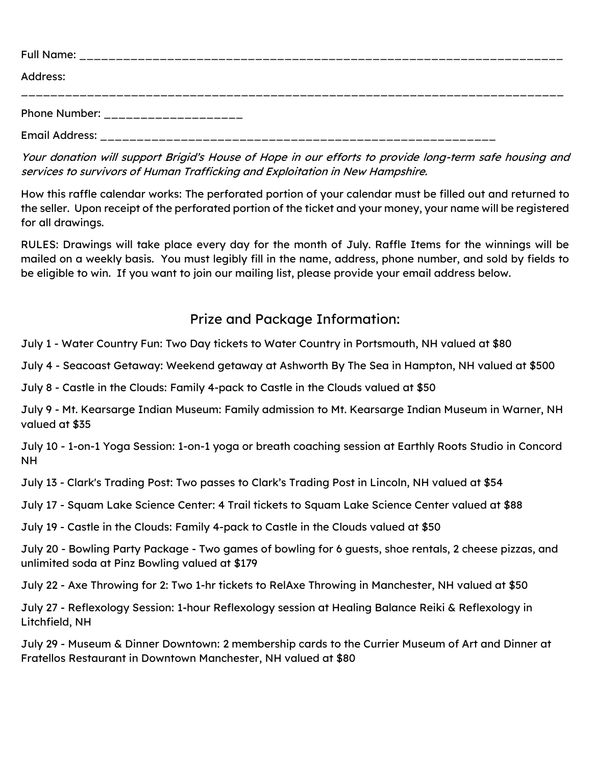Full Name: ______________________________________________________________________

Address:

______________________________________________________________________________

Phone Number: ____________________

Email Address: ___________________________________________________________

*Your donation will support Brigid's House of Hope in our efforts to provide long-term safe housing and services to survivors of Human Trafficking and Exploitation in New Hampshire.*

How this raffle calendar works: The perforated portion of your calendar must be filled out and returned to the seller. Upon receipt of the perforated portion of the ticket and your money, your name will be registered for all drawings.

RULES: Drawings will take place every day for the month of July. Raffle Items for the winnings will be mailed on a weekly basis. You must legibly fill in the name, address, phone number, and sold by fields to be eligible to win. If you want to join our mailing list, please provide your email address below.

## Prize and Package Information:

July 1 - Water Country Fun: Two Day tickets to Water Country in Portsmouth, NH valued at $80

July 4 - Seacoast Getaway: Weekend getaway at Ashworth By The Sea in Hampton, NH valued at $500

July 8 - Castle in the Clouds: Family 4-pack to Castle in the Clouds valued at $50

July 9 - Mt. Kearsarge Indian Museum: Family admission to Mt. Kearsarge Indian Museum in Warner, NH valued at $35

July 10 - 1-on-1 Yoga Session: 1-on-1 yoga or breath coaching session at Earthly Roots Studio in Concord NH

July 13 - Clark's Trading Post: Two passes to Clark's Trading Post in Lincoln, NH valued at $54

July 17 - Squam Lake Science Center: 4 Trail tickets to Squam Lake Science Center valued at $88

July 19 - Castle in the Clouds: Family 4-pack to Castle in the Clouds valued at $50

July 20 - Bowling Party Package - Two games of bowling for 6 guests, shoe rentals, 2 cheese pizzas, and unlimited soda at Pinz Bowling valued at $179

July 22 - Axe Throwing for 2: Two 1-hr tickets to RelAxe Throwing in Manchester, NH valued at $50

July 27 - Reflexology Session: 1-hour Reflexology session at Healing Balance Reiki & Reflexology in Litchfield, NH

July 29 - Museum & Dinner Downtown: 2 membership cards to the Currier Museum of Art and Dinner at Fratellos Restaurant in Downtown Manchester, NH valued at $80